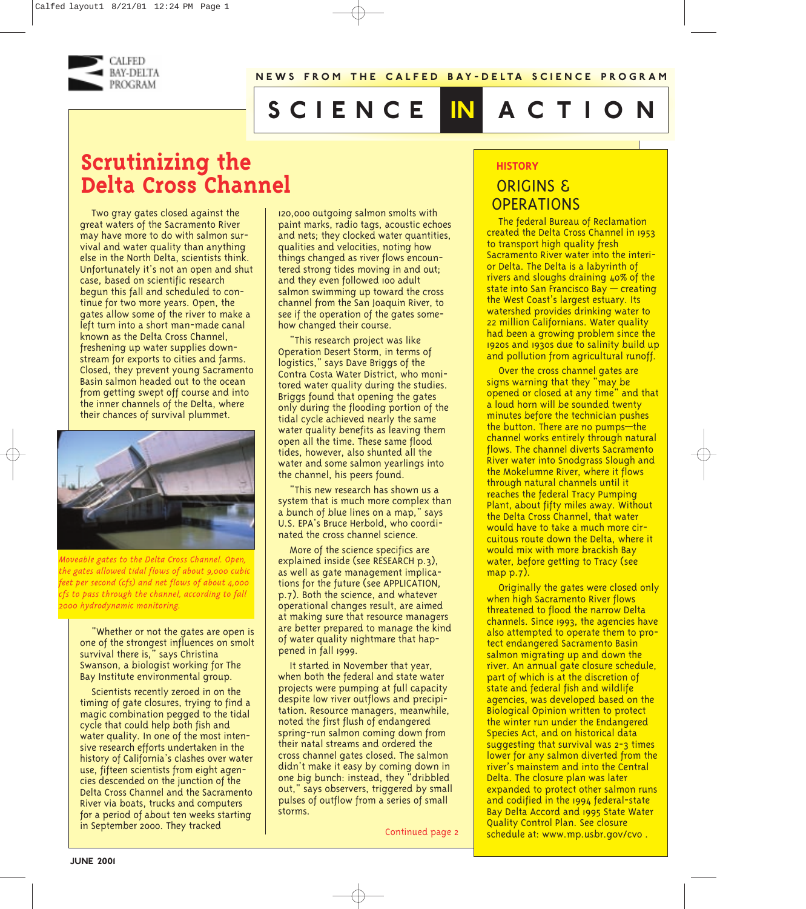CALFED BAY-DELTA PROGRAM

NEWS FROM THE CALFED BAY-DELTA SCIENCE PROGRAM

# SCIENCE IN ACTION

## Scrutinizing the Delta Cross Channel

Two gray gates closed against the great waters of the Sacramento River may have more to do with salmon survival and water quality than anything else in the North Delta, scientists think. Unfortunately it's not an open and shut case, based on scientific research begun this fall and scheduled to continue for two more years. Open, the gates allow some of the river to make a left turn into a short man-made canal known as the Delta Cross Channel, freshening up water supplies downstream for exports to cities and farms. Closed, they prevent young Sacramento Basin salmon headed out to the ocean from getting swept off course and into the inner channels of the Delta, where their chances of survival plummet.

*Moveable gates to the Delta Cross Channel. Open, the gates allowed tidal flows of about 9,000 cubic feet per second (cfs) and net flows of about 4,000 cfs to pass through the channel, according to fall 2000 hydrodynamic monitoring.*

"Whether or not the gates are open is one of the strongest influences on smolt survival there is," says Christina Swanson, a biologist working for The Bay Institute environmental group.

Scientists recently zeroed in on the timing of gate closures, trying to find a magic combination pegged to the tidal cycle that could help both fish and water quality. In one of the most intensive research efforts undertaken in the history of California's clashes over water use, fifteen scientists from eight agencies descended on the junction of the Delta Cross Channel and the Sacramento River via boats, trucks and computers for a period of about ten weeks starting in September 2000. They tracked 120,000 outgoing salmon smolts with paint marks, radio tags, acoustic echoes and nets; they clocked water quantities, qualities and velocities, noting how things changed as river flows encountered strong tides moving in and out; and they even followed 100 adult salmon swimming up toward the cross channel from the San Joaquin River, to see if the operation of the gates somehow changed their course.

"This research project was like Operation Desert Storm, in terms of logistics," says Dave Briggs of the Contra Costa Water District, who monitored water quality during the studies. Briggs found that opening the gates only during the flooding portion of the tidal cycle achieved nearly the same water quality benefits as leaving them open all the time. These same flood tides, however, also shunted all the water and some salmon yearlings into the channel, his peers found.

"This new research has shown us a system that is much more complex than a bunch of blue lines on a map," says U.S. EPA's Bruce Herbold, who coordinated the cross channel science.

More of the science specifics are explained inside (see RESEARCH p.3), as well as gate management implications for the future (see APPLICATION, p.7). Both the science, and whatever operational changes result, are aimed at making sure that resource managers are better prepared to manage the kind of water quality nightmare that happened in fall 1999.

It started in November that year, when both the federal and state water projects were pumping at full capacity despite low river outflows and precipitation. Resource managers, meanwhile, noted the first flush of endangered spring-run salmon coming down from their natal streams and ordered the cross channel gates closed. The salmon didn't make it easy by coming down in one big bunch: instead, they "dribbled out," says observers, triggered by small pulses of outflow from a series of small storms.

Continued page 2

### HISTORY

## ORIGINS & OPERATIONS

The federal Bureau of Reclamation created the Delta Cross Channel in 1953 to transport high quality fresh Sacramento River water into the interior Delta. The Delta is a labyrinth of rivers and sloughs draining 40% of the state into San Francisco Bay — creating the West Coast's largest estuary. Its watershed provides drinking water to 22 million Californians. Water quality had been a growing problem since the 1920s and 1930s due to salinity build up and pollution from agricultural runoff.

Over the cross channel gates are signs warning that they "may be opened or closed at any time" and that a loud horn will be sounded twenty minutes before the technician pushes the button. There are no pumps—the channel works entirely through natural flows. The channel diverts Sacramento River water into Snodgrass Slough and the Mokelumne River, where it flows through natural channels until it reaches the federal Tracy Pumping Plant, about fifty miles away. Without the Delta Cross Channel, that water would have to take a much more circuitous route down the Delta, where it would mix with more brackish Bay water, before getting to Tracy (see map p.7).

Originally the gates were closed only when high Sacramento River flows threatened to flood the narrow Delta channels. Since 1993, the agencies have also attempted to operate them to protect endangered Sacramento Basin salmon migrating up and down the river. An annual gate closure schedule, part of which is at the discretion of state and federal fish and wildlife agencies, was developed based on the Biological Opinion written to protect the winter run under the Endangered Species Act, and on historical data suggesting that survival was 2-3 times lower for any salmon diverted from the river's mainstem and into the Central Delta. The closure plan was later expanded to protect other salmon runs and codified in the 1994 federal-state Bay Delta Accord and 1995 State Water Quality Control Plan. See closure schedule at: www.mp.usbr.gov/cvo .

JUNE 2001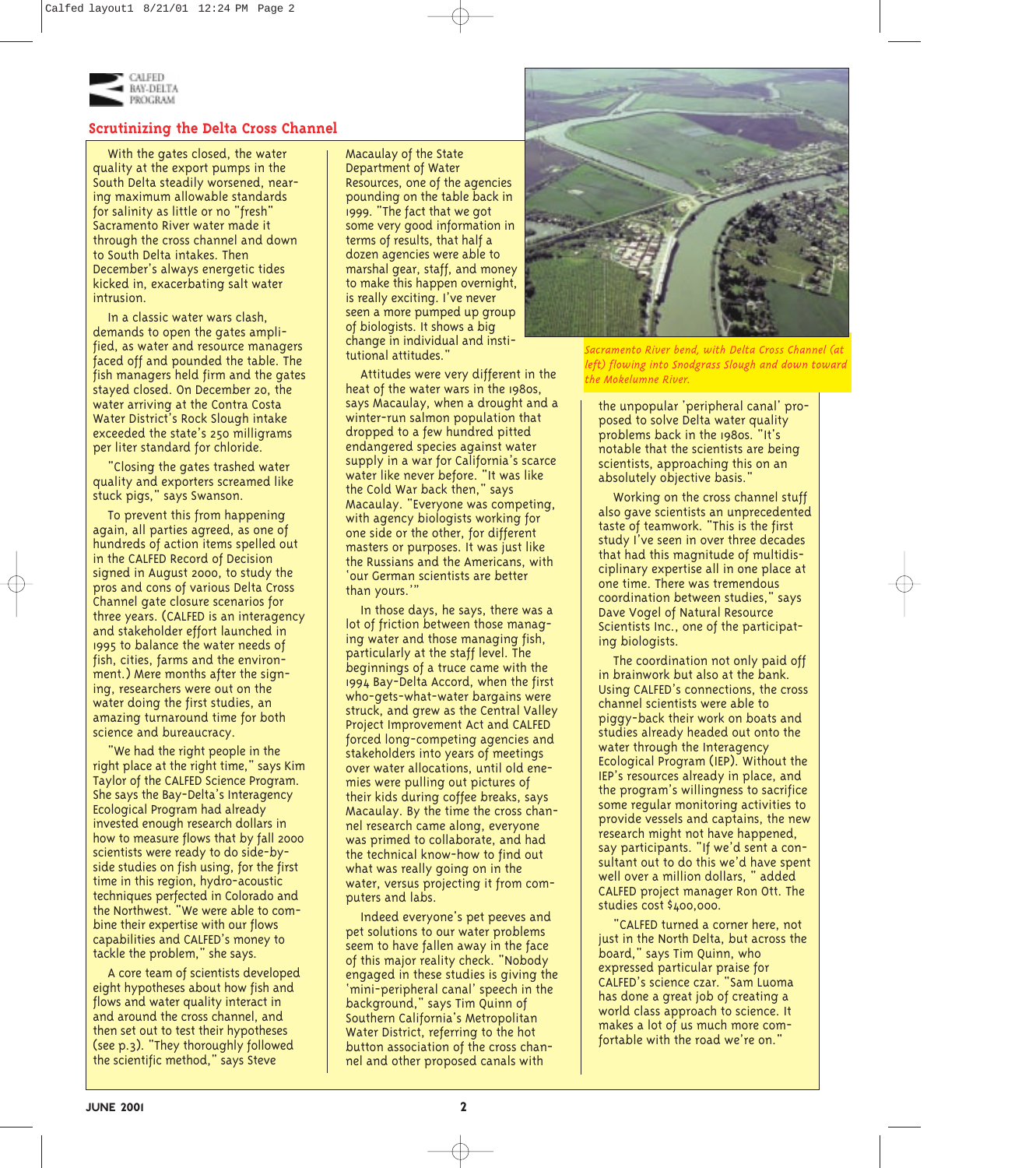## Scrutinizing the Delta Cross Channel

With the gates closed, the water quality at the export pumps in the South Delta steadily worsened, nearing maximum allowable standards for salinity as little or no "fresh" Sacramento River water made it through the cross channel and down to South Delta intakes. Then December's always energetic tides kicked in, exacerbating salt water intrusion.

In a classic water wars clash, demands to open the gates amplified, as water and resource managers faced off and pounded the table. The fish managers held firm and the gates stayed closed. On December 20, the water arriving at the Contra Costa Water District's Rock Slough intake exceeded the state's 250 milligrams per liter standard for chloride.

"Closing the gates trashed water quality and exporters screamed like stuck pigs," says Swanson.

To prevent this from happening again, all parties agreed, as one of hundreds of action items spelled out in the CALFED Record of Decision signed in August 2000, to study the pros and cons of various Delta Cross Channel gate closure scenarios for three years. (CALFED is an interagency and stakeholder effort launched in 1995 to balance the water needs of fish, cities, farms and the environment.) Mere months after the signing, researchers were out on the water doing the first studies, an amazing turnaround time for both science and bureaucracy.

"We had the right people in the right place at the right time," says Kim Taylor of the CALFED Science Program. She says the Bay-Delta's Interagency Ecological Program had already invested enough research dollars in how to measure flows that by fall 2000 scientists were ready to do side-by-side studies on fish using, for the first time in this region, hydro-acoustic techniques perfected in Colorado and the Northwest. "We were able to combine their expertise with our flows capabilities and CALFED's money to tackle the problem," she says.

A core team of scientists developed eight hypotheses about how fish and flows and water quality interact in and around the cross channel, and then set out to test their hypotheses (see p.3). "They thoroughly followed the scientific method," says Steve Macaulay of the State Department of Water Resources, one of the agencies pounding on the table back in 1999. "The fact that we got some very good information in terms of results, that half a dozen agencies were able to marshal gear, staff, and money to make this happen overnight, is really exciting. I've never seen a more pumped up group of biologists. It shows a big change in individual and institutional attitudes."

Attitudes were very different in the heat of the water wars in the 1980s, says Macaulay, when a drought and a winter-run salmon population that dropped to a few hundred pitted endangered species against water supply in a war for California's scarce water like never before. "It was like the Cold War back then," says Macaulay. "Everyone was competing, with agency biologists working for one side or the other, for different masters or purposes. It was just like the Russians and the Americans, with 'our German scientists are better than yours.'"

In those days, he says, there was a lot of friction between those managing water and those managing fish, particularly at the staff level. The beginnings of a truce came with the 1994 Bay-Delta Accord, when the first who-gets-what-water bargains were struck, and grew as the Central Valley Project Improvement Act and CALFED forced long-competing agencies and stakeholders into years of meetings over water allocations, until old enemies were pulling out pictures of their kids during coffee breaks, says Macaulay. By the time the cross channel research came along, everyone was primed to collaborate, and had the technical know-how to find out what was really going on in the water, versus projecting it from computers and labs.

Indeed everyone's pet peeves and pet solutions to our water problems seem to have fallen away in the face of this major reality check. "Nobody engaged in these studies is giving the 'mini-peripheral canal' speech in the background," says Tim Quinn of Southern California's Metropolitan Water District, referring to the hot button association of the cross channel and other proposed canals with the unpopular 'peripheral canal' proposed to solve Delta water quality problems back in the 1980s. "It's notable that the scientists are being scientists, approaching this on an absolutely objective basis."

*Sacramento River bend, with Delta Cross Channel (at left) flowing into Snodgrass Slough and down toward the Mokelumne River.*

Working on the cross channel stuff also gave scientists an unprecedented taste of teamwork. "This is the first study I've seen in over three decades that had this magnitude of multidisciplinary expertise all in one place at one time. There was tremendous coordination between studies," says Dave Vogel of Natural Resource Scientists Inc., one of the participating biologists.

The coordination not only paid off in brainwork but also at the bank. Using CALFED's connections, the cross channel scientists were able to piggy-back their work on boats and studies already headed out onto the water through the Interagency Ecological Program (IEP). Without the IEP's resources already in place, and the program's willingness to sacrifice some regular monitoring activities to provide vessels and captains, the new research might not have happened, say participants. "If we'd sent a consultant out to do this we'd have spent well over a million dollars, " added CALFED project manager Ron Ott. The studies cost $400,000.

"CALFED turned a corner here, not just in the North Delta, but across the board," says Tim Quinn, who expressed particular praise for CALFED's science czar. "Sam Luoma has done a great job of creating a world class approach to science. It makes a lot of us much more comfortable with the road we're on."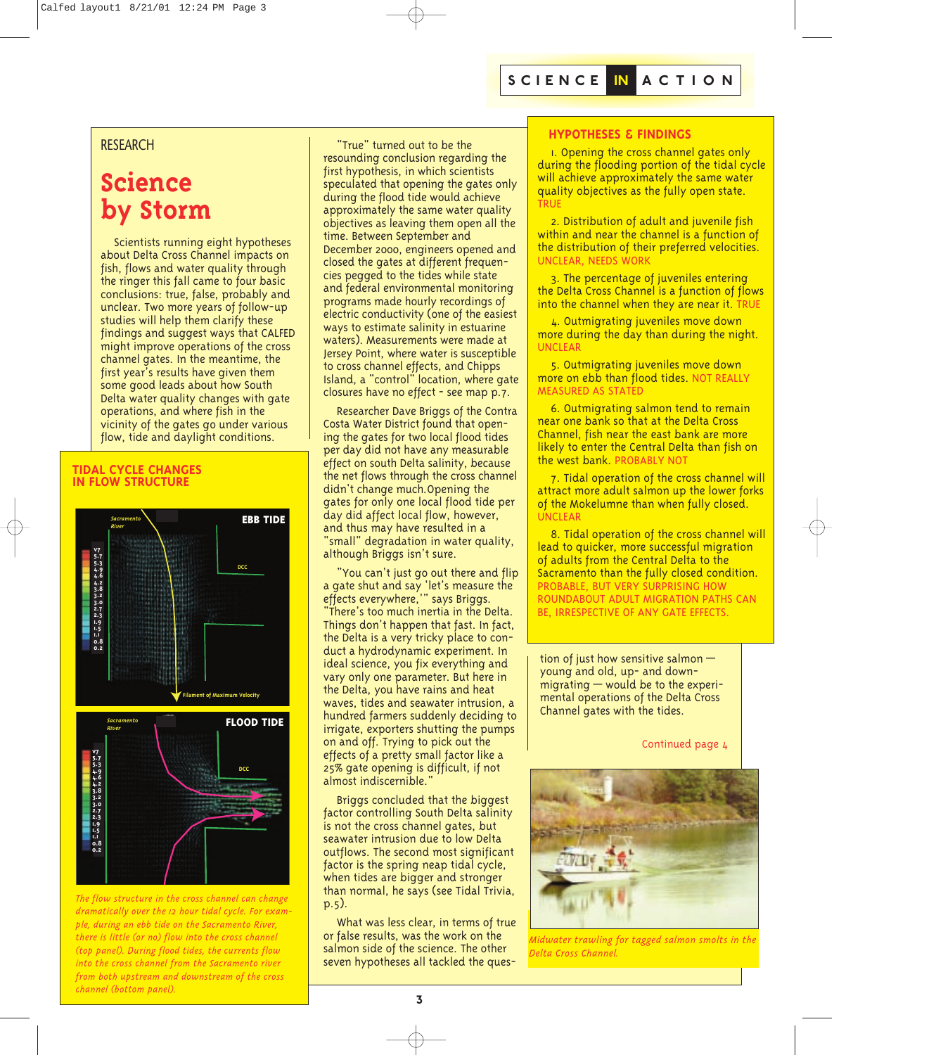SCIENCE IN ACTION

RESEARCH

# Science by Storm

Scientists running eight hypotheses about Delta Cross Channel impacts on fish, flows and water quality through the ringer this fall came to four basic conclusions: true, false, probably and unclear. Two more years of follow-up studies will help them clarify these findings and suggest ways that CALFED might improve operations of the cross channel gates. In the meantime, the first year's results have given them some good leads about how South Delta water quality changes with gate operations, and where fish in the vicinity of the gates go under various flow, tide and daylight conditions.

"True" turned out to be the resounding conclusion regarding the first hypothesis, in which scientists speculated that opening the gates only during the flood tide would achieve approximately the same water quality objectives as leaving them open all the time. Between September and December 2000, engineers opened and closed the gates at different frequencies pegged to the tides while state and federal environmental monitoring programs made hourly recordings of electric conductivity (one of the easiest ways to estimate salinity in estuarine waters). Measurements were made at Jersey Point, where water is susceptible to cross channel effects, and Chipps Island, a "control" location, where gate closures have no effect - see map p.7.

Researcher Dave Briggs of the Contra Costa Water District found that opening the gates for two local flood tides per day did not have any measurable effect on south Delta salinity, because the net flows through the cross channel didn't change much.Opening the gates for only one local flood tide per day did affect local flow, however, and thus may have resulted in a "small" degradation in water quality, although Briggs isn't sure.

"You can't just go out there and flip a gate shut and say 'let's measure the effects everywhere,'" says Briggs. "There's too much inertia in the Delta. Things don't happen that fast. In fact, the Delta is a very tricky place to conduct a hydrodynamic experiment. In ideal science, you fix everything and vary only one parameter. But here in the Delta, you have rains and heat waves, tides and seawater intrusion, a hundred farmers suddenly deciding to irrigate, exporters shutting the pumps on and off. Trying to pick out the effects of a pretty small factor like a 25% gate opening is difficult, if not almost indiscernible."

Briggs concluded that the biggest factor controlling South Delta salinity is not the cross channel gates, but seawater intrusion due to low Delta outflows. The second most significant factor is the spring neap tidal cycle, when tides are bigger and stronger than normal, he says (see Tidal Trivia, p.5).

What was less clear, in terms of true or false results, was the work on the salmon side of the science. The other seven hypotheses all tackled the question of just how sensitive salmon — young and old, up- and down-migrating — would be to the experimental operations of the Delta Cross Channel gates with the tides.

Continued page 4

## TIDAL CYCLE CHANGES IN FLOW STRUCTURE

*The flow structure in the cross channel can change dramatically over the 12 hour tidal cycle. For example, during an ebb tide on the Sacramento River, there is little (or no) flow into the cross channel (top panel). During flood tides, the currents flow into the cross channel from the Sacramento river from both upstream and downstream of the cross channel (bottom panel).*

## HYPOTHESES & FINDINGS

1. Opening the cross channel gates only during the flooding portion of the tidal cycle will achieve approximately the same water quality objectives as the fully open state. TRUE

2. Distribution of adult and juvenile fish within and near the channel is a function of the distribution of their preferred velocities. UNCLEAR, NEEDS WORK

3. The percentage of juveniles entering the Delta Cross Channel is a function of flows into the channel when they are near it. TRUE

4. Outmigrating juveniles move down more during the day than during the night. UNCLEAR

5. Outmigrating juveniles move down more on ebb than flood tides. NOT REALLY MEASURED AS STATED

6. Outmigrating salmon tend to remain near one bank so that at the Delta Cross Channel, fish near the east bank are more likely to enter the Central Delta than fish on the west bank. PROBABLY NOT

7. Tidal operation of the cross channel will attract more adult salmon up the lower forks of the Mokelumne than when fully closed. UNCLEAR

8. Tidal operation of the cross channel will lead to quicker, more successful migration of adults from the Central Delta to the Sacramento than the fully closed condition. PROBABLE, BUT VERY SURPRISING HOW ROUNDABOUT ADULT MIGRATION PATHS CAN BE, IRRESPECTIVE OF ANY GATE EFFECTS.

*Midwater trawling for tagged salmon smolts in the Delta Cross Channel.*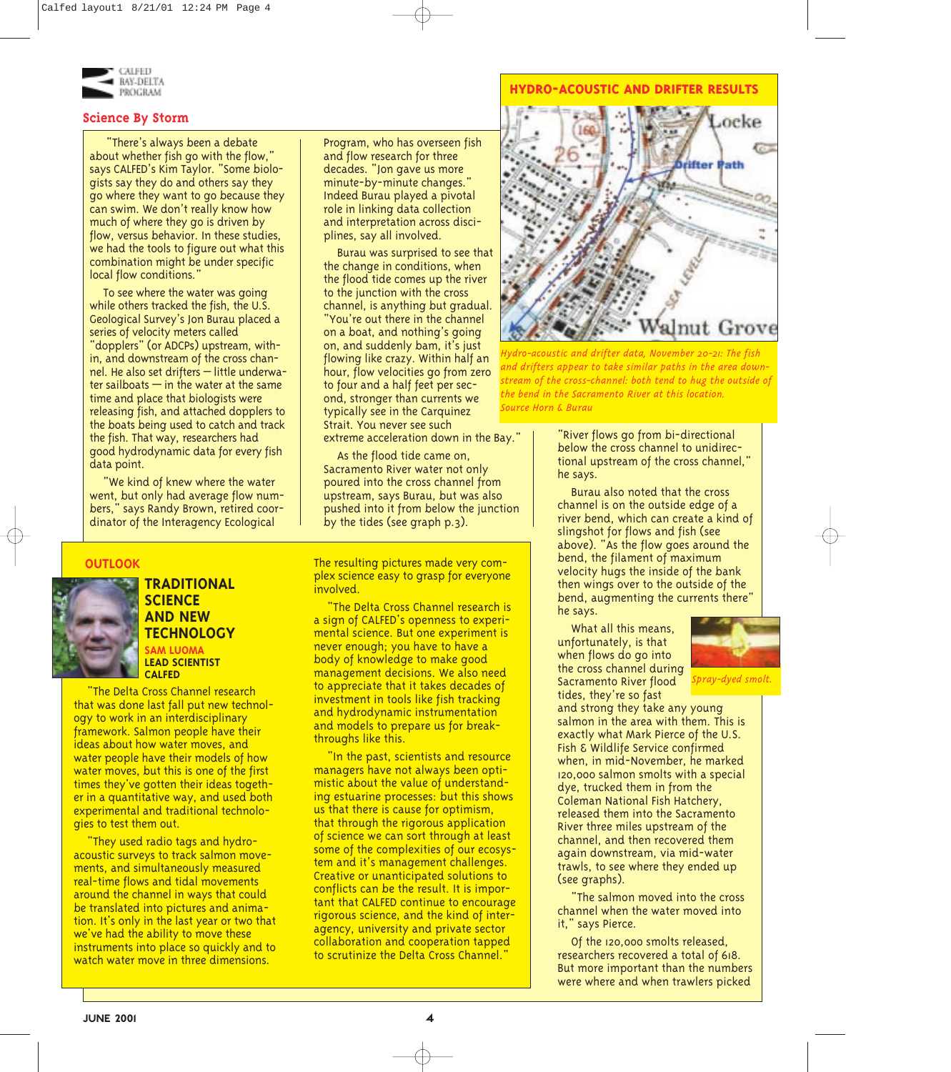## Science By Storm

"There's always been a debate about whether fish go with the flow," says CALFED's Kim Taylor. "Some biologists say they do and others say they go where they want to go because they can swim. We don't really know how much of where they go is driven by flow, versus behavior. In these studies, we had the tools to figure out what this combination might be under specific local flow conditions."

To see where the water was going while others tracked the fish, the U.S. Geological Survey's Jon Burau placed a series of velocity meters called "dopplers" (or ADCPs) upstream, within, and downstream of the cross channel. He also set drifters — little underwater sailboats — in the same time and place that biologists were releasing fish, and attached dopplers to the boats being used to catch and track the fish. That way, researchers had good hydrodynamic data for every fish data point.

"We kind of knew where the water went, but only had average flow numbers," says Randy Brown, retired coordinator of the Interagency Ecological Program, who has overseen fish and flow research for three decades. "Jon gave us more minute-by-minute changes." Indeed Burau played a pivotal role in linking data collection and interpretation across disciplines, say all involved.

Burau was surprised to see that the change in conditions, when the flood tide comes up the river to the junction with the cross channel, is anything but gradual. "You're out there in the channel on a boat, and nothing's going on, and suddenly bam, it's just flowing like crazy. Within half an hour, flow velocities go from zero to four and a half feet per second, stronger than currents we typically see in the Carquinez Strait. You never see such extreme acceleration down in the Bay."

As the flood tide came on, Sacramento River water not only poured into the cross channel from upstream, says Burau, but was also pushed into it from below the junction by the tides (see graph p.3).

### HYDRO-ACOUSTIC AND DRIFTER RESULTS

*Hydro-acoustic and drifter data, November 20-21: The fish and drifters appear to take similar paths in the area downstream of the cross-channel: both tend to hug the outside of the bend in the Sacramento River at this location. Source Horn & Burau*

"River flows go from bi-directional below the cross channel to unidirectional upstream of the cross channel," he says.

Burau also noted that the cross channel is on the outside edge of a river bend, which can create a kind of slingshot for flows and fish (see above). "As the flow goes around the bend, the filament of maximum velocity hugs the inside of the bank then wings over to the outside of the bend, augmenting the currents there" he says.

*Spray-dyed smolt.*

What all this means, unfortunately, is that when flows do go into the cross channel during Sacramento River flood tides, they're so fast and strong they take any young salmon in the area with them. This is exactly what Mark Pierce of the U.S. Fish & Wildlife Service confirmed when, in mid-November, he marked 120,000 salmon smolts with a special dye, trucked them in from the Coleman National Fish Hatchery, released them into the Sacramento River three miles upstream of the channel, and then recovered them again downstream, via mid-water trawls, to see where they ended up (see graphs).

"The salmon moved into the cross channel when the water moved into it," says Pierce.

Of the 120,000 smolts released, researchers recovered a total of 618. But more important than the numbers were where and when trawlers picked

### OUTLOOK

## TRADITIONAL SCIENCE AND NEW TECHNOLOGY

**SAM LUOMA**
**LEAD SCIENTIST**
**CALFED**

"The Delta Cross Channel research that was done last fall put new technology to work in an interdisciplinary framework. Salmon people have their ideas about how water moves, and water people have their models of how water moves, but this is one of the first times they've gotten their ideas together in a quantitative way, and used both experimental and traditional technologies to test them out.

"They used radio tags and hydroacoustic surveys to track salmon movements, and simultaneously measured real-time flows and tidal movements around the channel in ways that could be translated into pictures and animation. It's only in the last year or two that we've had the ability to move these instruments into place so quickly and to watch water move in three dimensions. The resulting pictures made very complex science easy to grasp for everyone involved.

"The Delta Cross Channel research is a sign of CALFED's openness to experimental science. But one experiment is never enough; you have to have a body of knowledge to make good management decisions. We also need to appreciate that it takes decades of investment in tools like fish tracking and hydrodynamic instrumentation and models to prepare us for breakthroughs like this.

"In the past, scientists and resource managers have not always been optimistic about the value of understanding estuarine processes: but this shows us that there is cause for optimism, that through the rigorous application of science we can sort through at least some of the complexities of our ecosystem and it's management challenges. Creative or unanticipated solutions to conflicts can be the result. It is important that CALFED continue to encourage rigorous science, and the kind of interagency, university and private sector collaboration and cooperation tapped to scrutinize the Delta Cross Channel."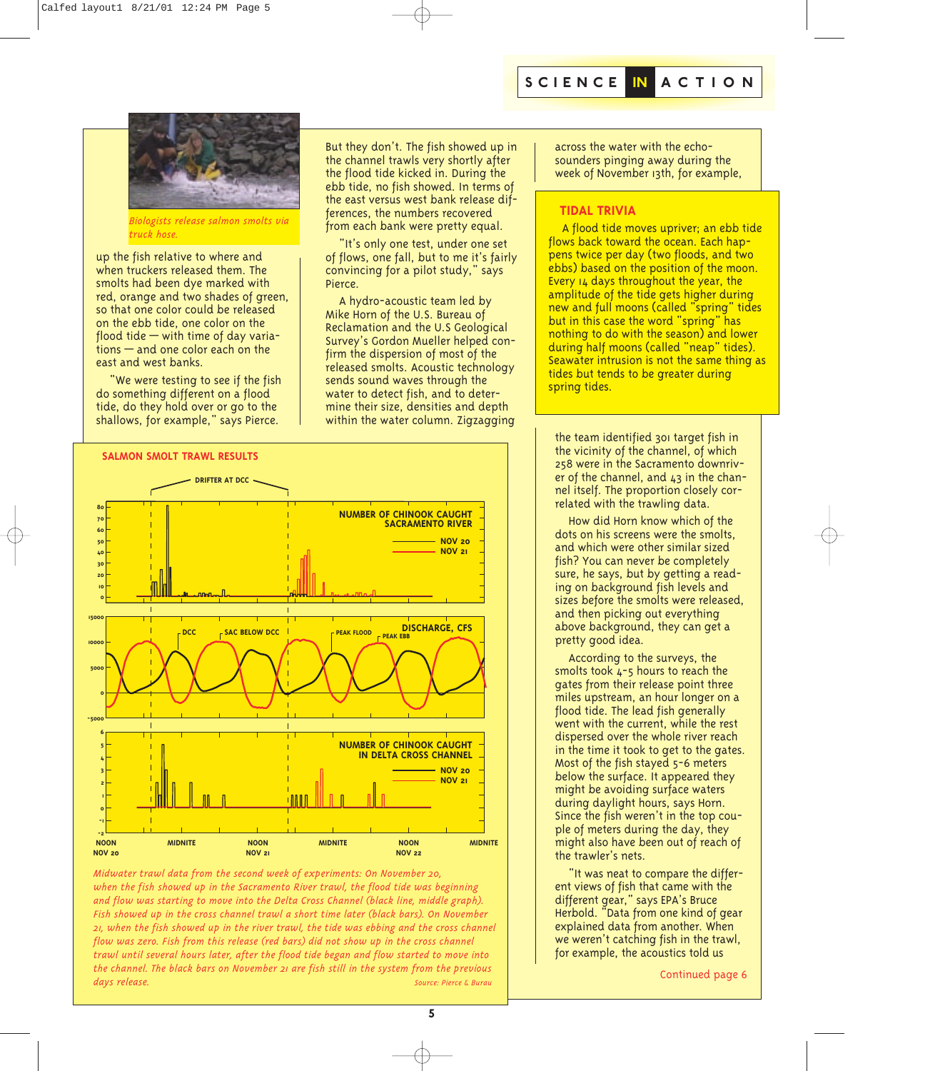SCIENCE IN ACTION

*Biologists release salmon smolts via truck hose.*

up the fish relative to where and when truckers released them. The smolts had been dye marked with red, orange and two shades of green, so that one color could be released on the ebb tide, one color on the flood tide — with time of day variations — and one color each on the east and west banks.

"We were testing to see if the fish do something different on a flood tide, do they hold over or go to the shallows, for example," says Pierce.

But they don't. The fish showed up in the channel trawls very shortly after the flood tide kicked in. During the ebb tide, no fish showed. In terms of the east versus west bank release differences, the numbers recovered from each bank were pretty equal.

"It's only one test, under one set of flows, one fall, but to me it's fairly convincing for a pilot study," says Pierce.

A hydro-acoustic team led by Mike Horn of the U.S. Bureau of Reclamation and the U.S Geological Survey's Gordon Mueller helped confirm the dispersion of most of the released smolts. Acoustic technology sends sound waves through the water to detect fish, and to determine their size, densities and depth within the water column. Zigzagging across the water with the echo-sounders pinging away during the week of November 13th, for example, the team identified 301 target fish in the vicinity of the channel, of which 258 were in the Sacramento downriver of the channel, and 43 in the channel itself. The proportion closely correlated with the trawling data.

How did Horn know which of the dots on his screens were the smolts, and which were other similar sized fish? You can never be completely sure, he says, but by getting a reading on background fish levels and sizes before the smolts were released, and then picking out everything above background, they can get a pretty good idea.

According to the surveys, the smolts took 4-5 hours to reach the gates from their release point three miles upstream, an hour longer on a flood tide. The lead fish generally went with the current, while the rest dispersed over the whole river reach in the time it took to get to the gates. Most of the fish stayed 5-6 meters below the surface. It appeared they might be avoiding surface waters during daylight hours, says Horn. Since the fish weren't in the top couple of meters during the day, they might also have been out of reach of the trawler's nets.

"It was neat to compare the different views of fish that came with the different gear," says EPA's Bruce Herbold. "Data from one kind of gear explained data from another. When we weren't catching fish in the trawl, for example, the acoustics told us

Continued page 6

## TIDAL TRIVIA

A flood tide moves upriver; an ebb tide flows back toward the ocean. Each happens twice per day (two floods, and two ebbs) based on the position of the moon. Every 14 days throughout the year, the amplitude of the tide gets higher during new and full moons (called "spring" tides but in this case the word "spring" has nothing to do with the season) and lower during half moons (called "neap" tides). Seawater intrusion is not the same thing as tides but tends to be greater during spring tides.

## SALMON SMOLT TRAWL RESULTS

*Midwater trawl data from the second week of experiments: On November 20, when the fish showed up in the Sacramento River trawl, the flood tide was beginning and flow was starting to move into the Delta Cross Channel (black line, middle graph). Fish showed up in the cross channel trawl a short time later (black bars). On November 21, when the fish showed up in the river trawl, the tide was ebbing and the cross channel flow was zero. Fish from this release (red bars) did not show up in the cross channel trawl until several hours later, after the flood tide began and flow started to move into the channel. The black bars on November 21 are fish still in the system from the previous days release.* *Source: Pierce & Burau*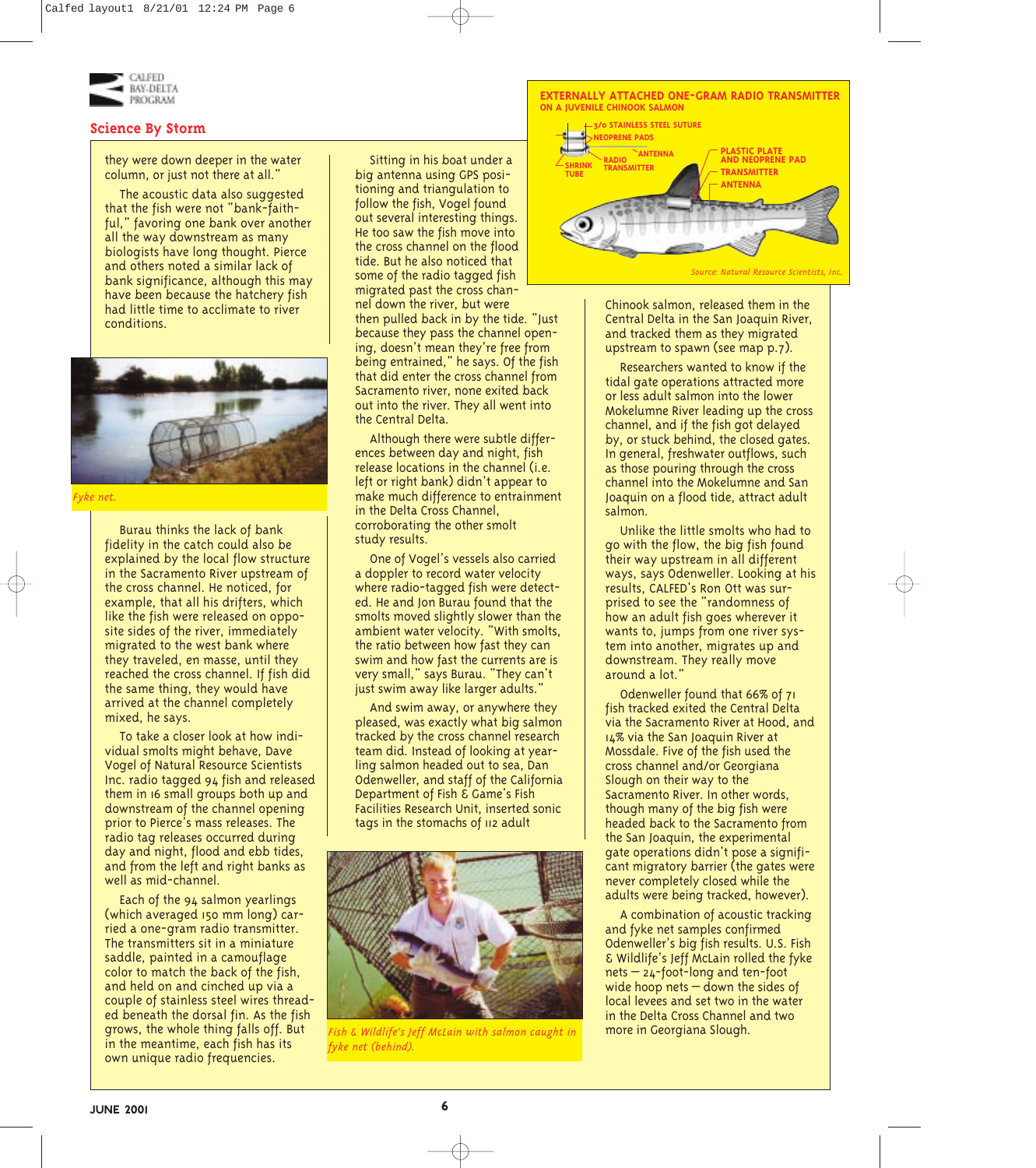## Science By Storm

they were down deeper in the water column, or just not there at all."

The acoustic data also suggested that the fish were not "bank-faithful," favoring one bank over another all the way downstream as many biologists have long thought. Pierce and others noted a similar lack of bank significance, although this may have been because the hatchery fish had little time to acclimate to river conditions.

*Fyke net.*

Burau thinks the lack of bank fidelity in the catch could also be explained by the local flow structure in the Sacramento River upstream of the cross channel. He noticed, for example, that all his drifters, which like the fish were released on opposite sides of the river, immediately migrated to the west bank where they traveled, en masse, until they reached the cross channel. If fish did the same thing, they would have arrived at the channel completely mixed, he says.

To take a closer look at how individual smolts might behave, Dave Vogel of Natural Resource Scientists Inc. radio tagged 94 fish and released them in 16 small groups both up and downstream of the channel opening prior to Pierce's mass releases. The radio tag releases occurred during day and night, flood and ebb tides, and from the left and right banks as well as mid-channel.

Each of the 94 salmon yearlings (which averaged 150 mm long) carried a one-gram radio transmitter. The transmitters sit in a miniature saddle, painted in a camouflage color to match the back of the fish, and held on and cinched up via a couple of stainless steel wires threaded beneath the dorsal fin. As the fish grows, the whole thing falls off. But in the meantime, each fish has its own unique radio frequencies.

Sitting in his boat under a big antenna using GPS positioning and triangulation to follow the fish, Vogel found out several interesting things. He too saw the fish move into the cross channel on the flood tide. But he also noticed that some of the radio tagged fish migrated past the cross channel down the river, but were then pulled back in by the tide. "Just because they pass the channel opening, doesn't mean they're free from being entrained," he says. Of the fish that did enter the cross channel from Sacramento river, none exited back out into the river. They all went into the Central Delta.

Although there were subtle differences between day and night, fish release locations in the channel (i.e. left or right bank) didn't appear to make much difference to entrainment in the Delta Cross Channel, corroborating the other smolt study results.

One of Vogel's vessels also carried a doppler to record water velocity where radio-tagged fish were detected. He and Jon Burau found that the smolts moved slightly slower than the ambient water velocity. "With smolts, the ratio between how fast they can swim and how fast the currents are is very small," says Burau. "They can't just swim away like larger adults."

And swim away, or anywhere they pleased, was exactly what big salmon tracked by the cross channel research team did. Instead of looking at yearling salmon headed out to sea, Dan Odenweller, and staff of the California Department of Fish & Game's Fish Facilities Research Unit, inserted sonic tags in the stomachs of 112 adult

*Fish & Wildlife's Jeff McLain with salmon caught in fyke net (behind).*

**EXTERNALLY ATTACHED ONE-GRAM RADIO TRANSMITTER ON A JUVENILE CHINOOK SALMON**

3/0 STAINLESS STEEL SUTURE; NEOPRENE PADS; ANTENNA; SHRINK TUBE; RADIO TRANSMITTER; PLASTIC PLATE AND NEOPRENE PAD; TRANSMITTER; ANTENNA

*Source: Natural Resource Scientists, Inc.*

Chinook salmon, released them in the Central Delta in the San Joaquin River, and tracked them as they migrated upstream to spawn (see map p.7).

Researchers wanted to know if the tidal gate operations attracted more or less adult salmon into the lower Mokelumne River leading up the cross channel, and if the fish got delayed by, or stuck behind, the closed gates. In general, freshwater outflows, such as those pouring through the cross channel into the Mokelumne and San Joaquin on a flood tide, attract adult salmon.

Unlike the little smolts who had to go with the flow, the big fish found their way upstream in all different ways, says Odenweller. Looking at his results, CALFED's Ron Ott was surprised to see the "randomness of how an adult fish goes wherever it wants to, jumps from one river system into another, migrates up and downstream. They really move around a lot."

Odenweller found that 66% of 71 fish tracked exited the Central Delta via the Sacramento River at Hood, and 14% via the San Joaquin River at Mossdale. Five of the fish used the cross channel and/or Georgiana Slough on their way to the Sacramento River. In other words, though many of the big fish were headed back to the Sacramento from the San Joaquin, the experimental gate operations didn't pose a significant migratory barrier (the gates were never completely closed while the adults were being tracked, however).

A combination of acoustic tracking and fyke net samples confirmed Odenweller's big fish results. U.S. Fish & Wildlife's Jeff McLain rolled the fyke nets — 24-foot-long and ten-foot wide hoop nets — down the sides of local levees and set two in the water in the Delta Cross Channel and two more in Georgiana Slough.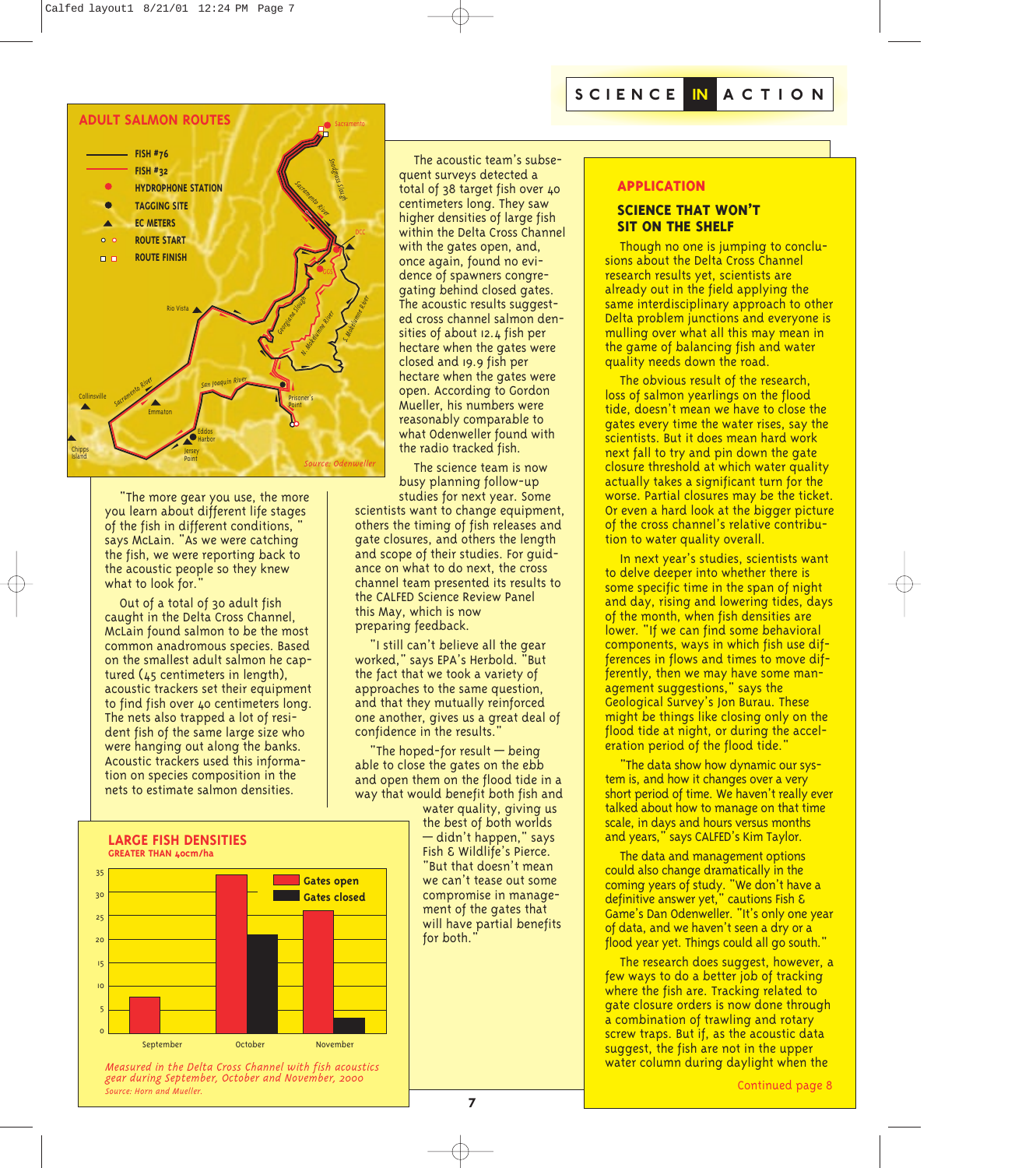## SCIENCE IN ACTION

### ADULT SALMON ROUTES

- FISH #76
- FISH #32
- HYDROPHONE STATION
- TAGGING SITE
- EC METERS
- ROUTE START
- ROUTE FINISH

Sacramento, Snodgrass Slough, Sacramento River, DCC, Georgiana Slough, N. Mokelumne River, S. Mokelumne River, Rio Vista, San Joaquin River, Sacramento River, Collinsville, Emmaton, Prisoner's Point, Eddos Harbor, Jersey Point, Chipps Island

*Source: Odenweller*

"The more gear you use, the more you learn about different life stages of the fish in different conditions," says McLain. "As we were catching the fish, we were reporting back to the acoustic people so they knew what to look for."

Out of a total of 30 adult fish caught in the Delta Cross Channel, McLain found salmon to be the most common anadromous species. Based on the smallest adult salmon he captured (45 centimeters in length), acoustic trackers set their equipment to find fish over 40 centimeters long. The nets also trapped a lot of resident fish of the same large size who were hanging out along the banks. Acoustic trackers used this information on species composition in the nets to estimate salmon densities.

The acoustic team's subsequent surveys detected a total of 38 target fish over 40 centimeters long. They saw higher densities of large fish within the Delta Cross Channel with the gates open, and, once again, found no evidence of spawners congregating behind closed gates. The acoustic results suggested cross channel salmon densities of about 12.4 fish per hectare when the gates were closed and 19.9 fish per hectare when the gates were open. According to Gordon Mueller, his numbers were reasonably comparable to what Odenweller found with the radio tracked fish.

The science team is now busy planning follow-up studies for next year. Some scientists want to change equipment, others the timing of fish releases and gate closures, and others the length and scope of their studies. For guidance on what to do next, the cross channel team presented its results to the CALFED Science Review Panel this May, which is now preparing feedback.

"I still can't believe all the gear worked," says EPA's Herbold. "But the fact that we took a variety of approaches to the same question, and that they mutually reinforced one another, gives us a great deal of confidence in the results."

"The hoped-for result — being able to close the gates on the ebb and open them on the flood tide in a way that would benefit both fish and water quality, giving us the best of both worlds — didn't happen," says Fish & Wildlife's Pierce. "But that doesn't mean we can't tease out some compromise in management of the gates that will have partial benefits for both."

### LARGE FISH DENSITIES

**GREATER THAN 40cm/ha**

| Month | Gates open | Gates closed |
|---|---|---|
| September | ~8 | — |
| October | ~34 | ~21.5 |
| November | ~27 | ~3.5 |

*Measured in the Delta Cross Channel with fish acoustics gear during September, October and November, 2000*
*Source: Horn and Mueller.*

### APPLICATION

### SCIENCE THAT WON'T SIT ON THE SHELF

Though no one is jumping to conclusions about the Delta Cross Channel research results yet, scientists are already out in the field applying the same interdisciplinary approach to other Delta problem junctions and everyone is mulling over what all this may mean in the game of balancing fish and water quality needs down the road.

The obvious result of the research, loss of salmon yearlings on the flood tide, doesn't mean we have to close the gates every time the water rises, say the scientists. But it does mean hard work next fall to try and pin down the gate closure threshold at which water quality actually takes a significant turn for the worse. Partial closures may be the ticket. Or even a hard look at the bigger picture of the cross channel's relative contribution to water quality overall.

In next year's studies, scientists want to delve deeper into whether there is some specific time in the span of night and day, rising and lowering tides, days of the month, when fish densities are lower. "If we can find some behavioral components, ways in which fish use differences in flows and times to move differently, then we may have some management suggestions," says the Geological Survey's Jon Burau. These might be things like closing only on the flood tide at night, or during the acceleration period of the flood tide."

"The data show how dynamic our system is, and how it changes over a very short period of time. We haven't really ever talked about how to manage on that time scale, in days and hours versus months and years," says CALFED's Kim Taylor.

The data and management options could also change dramatically in the coming years of study. "We don't have a definitive answer yet," cautions Fish & Game's Dan Odenweller. "It's only one year of data, and we haven't seen a dry or a flood year yet. Things could all go south."

The research does suggest, however, a few ways to do a better job of tracking where the fish are. Tracking related to gate closure orders is now done through a combination of trawling and rotary screw traps. But if, as the acoustic data suggest, the fish are not in the upper water column during daylight when the

Continued page 8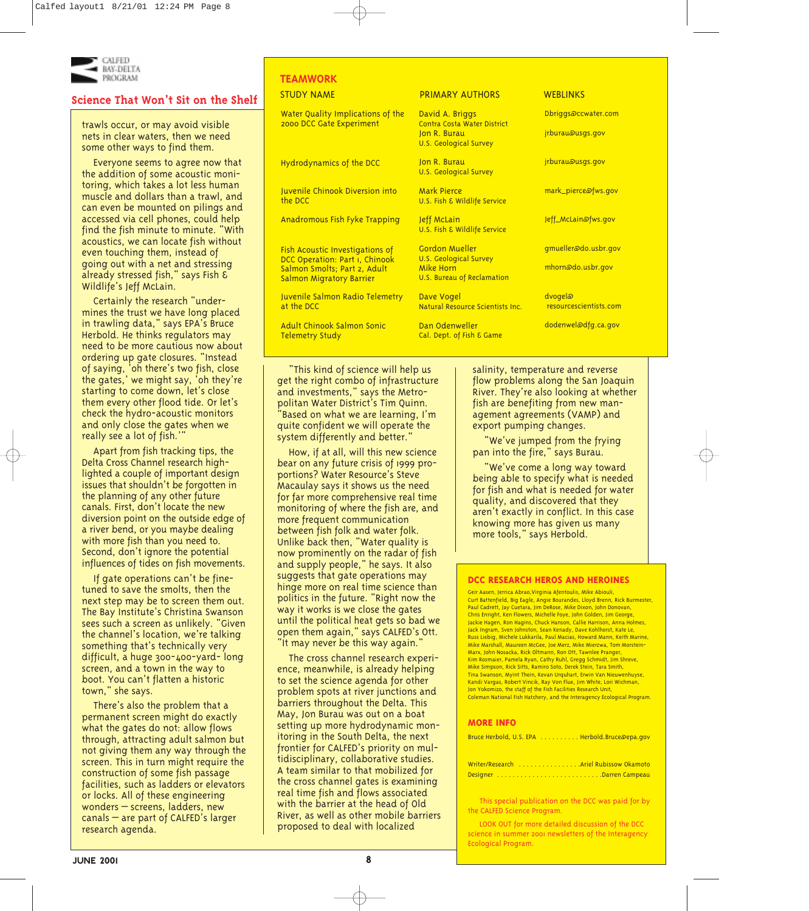## Science That Won't Sit on the Shelf

trawls occur, or may avoid visible nets in clear waters, then we need some other ways to find them.

Everyone seems to agree now that the addition of some acoustic monitoring, which takes a lot less human muscle and dollars than a trawl, and can even be mounted on pilings and accessed via cell phones, could help find the fish minute to minute. "With acoustics, we can locate fish without even touching them, instead of going out with a net and stressing already stressed fish," says Fish & Wildlife's Jeff McLain.

Certainly the research "undermines the trust we have long placed in trawling data," says EPA's Bruce Herbold. He thinks regulators may need to be more cautious now about ordering up gate closures. "Instead of saying, 'oh there's two fish, close the gates,' we might say, 'oh they're starting to come down, let's close them every other flood tide. Or let's check the hydro-acoustic monitors and only close the gates when we really see a lot of fish.'"

Apart from fish tracking tips, the Delta Cross Channel research highlighted a couple of important design issues that shouldn't be forgotten in the planning of any other future canals. First, don't locate the new diversion point on the outside edge of a river bend, or you maybe dealing with more fish than you need to. Second, don't ignore the potential influences of tides on fish movements.

If gate operations can't be fine-tuned to save the smolts, then the next step may be to screen them out. The Bay Institute's Christina Swanson sees such a screen as unlikely. "Given the channel's location, we're talking something that's technically very difficult, a huge 300-400-yard- long screen, and a town in the way to boot. You can't flatten a historic town," she says.

There's also the problem that a permanent screen might do exactly what the gates do not: allow flows through, attracting adult salmon but not giving them any way through the screen. This in turn might require the construction of some fish passage facilities, such as ladders or elevators or locks. All of these engineering wonders — screens, ladders, new canals — are part of CALFED's larger research agenda.

"This kind of science will help us get the right combo of infrastructure and investments," says the Metropolitan Water District's Tim Quinn. "Based on what we are learning, I'm quite confident we will operate the system differently and better."

How, if at all, will this new science bear on any future crisis of 1999 proportions? Water Resource's Steve Macaulay says it shows us the need for far more comprehensive real time monitoring of where the fish are, and more frequent communication between fish folk and water folk. Unlike back then, "Water quality is now prominently on the radar of fish and supply people," he says. It also suggests that gate operations may hinge more on real time science than politics in the future. "Right now the way it works is we close the gates until the political heat gets so bad we open them again," says CALFED's Ott. "It may never be this way again."

The cross channel research experience, meanwhile, is already helping to set the science agenda for other problem spots at river junctions and barriers throughout the Delta. This May, Jon Burau was out on a boat setting up more hydrodynamic monitoring in the South Delta, the next frontier for CALFED's priority on multidisciplinary, collaborative studies. A team similar to that mobilized for the cross channel gates is examining real time fish and flows associated with the barrier at the head of Old River, as well as other mobile barriers proposed to deal with localized salinity, temperature and reverse flow problems along the San Joaquin River. They're also looking at whether fish are benefiting from new management agreements (VAMP) and export pumping changes.

"We've jumped from the frying pan into the fire," says Burau.

"We've come a long way toward being able to specify what is needed for fish and what is needed for water quality, and discovered that they aren't exactly in conflict. In this case knowing more has given us many more tools," says Herbold.

### TEAMWORK

| STUDY NAME | PRIMARY AUTHORS | WEBLINKS |
|---|---|---|
| Water Quality Implications of the 2000 DCC Gate Experiment | David A. Briggs, Contra Costa Water District; Jon R. Burau, U.S. Geological Survey | Dbriggs@ccwater.com; jrburau@usgs.gov |
| Hydrodynamics of the DCC | Jon R. Burau, U.S. Geological Survey | jrburau@usgs.gov |
| Juvenile Chinook Diversion into the DCC | Mark Pierce, U.S. Fish & Wildlife Service | mark_pierce@fws.gov |
| Anadromous Fish Fyke Trapping | Jeff McLain, U.S. Fish & Wildlife Service | Jeff_McLain@fws.gov |
| Fish Acoustic Investigations of DCC Operation: Part 1, Chinook Salmon Smolts; Part 2, Adult Salmon Migratory Barrier | Gordon Mueller, U.S. Geological Survey; Mike Horn, U.S. Bureau of Reclamation | gmueller@do.usbr.gov; mhorn@do.usbr.gov |
| Juvenile Salmon Radio Telemetry at the DCC | Dave Vogel, Natural Resource Scientists Inc. | dvogel@resourcescientists.com |
| Adult Chinook Salmon Sonic Telemetry Study | Dan Odenweller, Cal. Dept. of Fish & Game | dodenwel@dfg.ca.gov |

### DCC RESEARCH HEROS AND HEROINES

Geir Aasen, Jerrica Abrao, Virginia Afentoulis, Mike Abiouli, Curt Battenfield, Big Eagle, Angie Bourandes, Lloyd Brenn, Rick Burmester, Paul Cadrett, Jay Cuetara, Jim DeRose, Mike Dixon, John Donovan, Chris Enright, Ken Flowers, Michelle Foye, John Golden, Jim George, Jackie Hagen, Ron Hagins, Chuck Hanson, Callie Harrison, Anna Holmes, Jack Ingram, Sven Johnston, Sean Kenady, Dave Kohlhorst, Kate Le, Russ Liebig, Michele Lukkarila, Paul Macias, Howard Mann, Keith Marine, Mike Marshall, Maureen McGee, Joe Merz, Mike Mierzwa, Tom Morstein-Marx, John Nosacka, Rick Oltmann, Ron Ott, Tawnlee Pranger, Kim Rosmaier, Pamela Ryan, Cathy Ruhl, Gregg Schmidt, Jim Shreve, Mike Simpson, Rick Sitts, Ramiro Soto, Derek Stein, Tara Smith, Tina Swanson, Myint Thein, Kevan Urquhart, Erwin Van Nieuwenhuyse, Kandi Vargas, Robert Vincik, Ray Von Flue, Jim White, Lori Wichman, Jon Yokomizo, the staff of the Fish Facilities Research Unit, Coleman National Fish Hatchery, and the Interagency Ecological Program.

### MORE INFO

Bruce Herbold, U.S. EPA .......... Herbold.Bruce@epa.gov

Writer/Research ............... Ariel Rubissow Okamoto
Designer .......................... Darren Campeau

This special publication on the DCC was paid for by the CALFED Science Program.

LOOK OUT for more detailed discussion of the DCC science in summer 2001 newsletters of the Interagency Ecological Program.